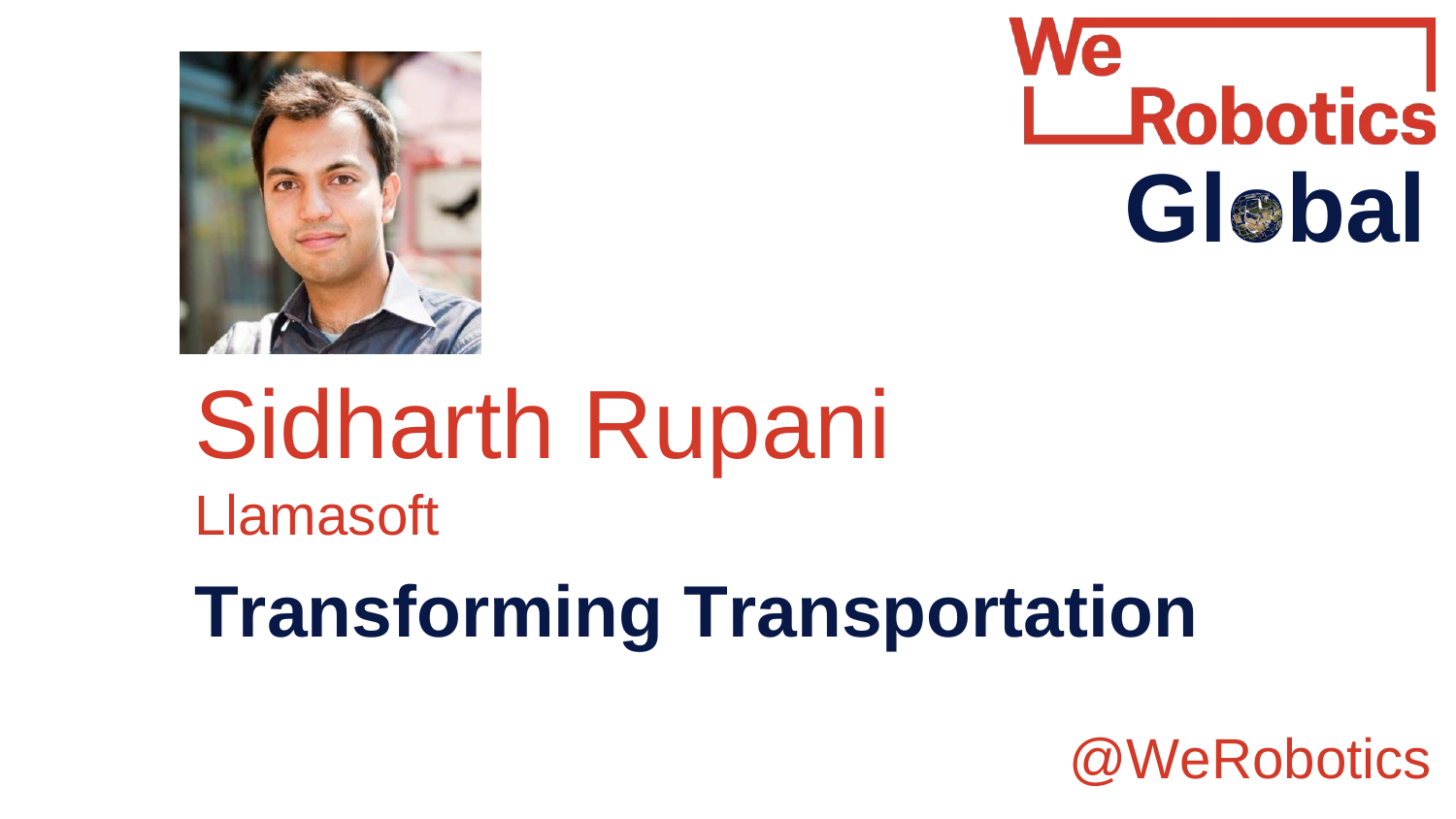WeRobotics Global

# Sidharth Rupani

Llamasoft

## Transforming Transportation

@WeRobotics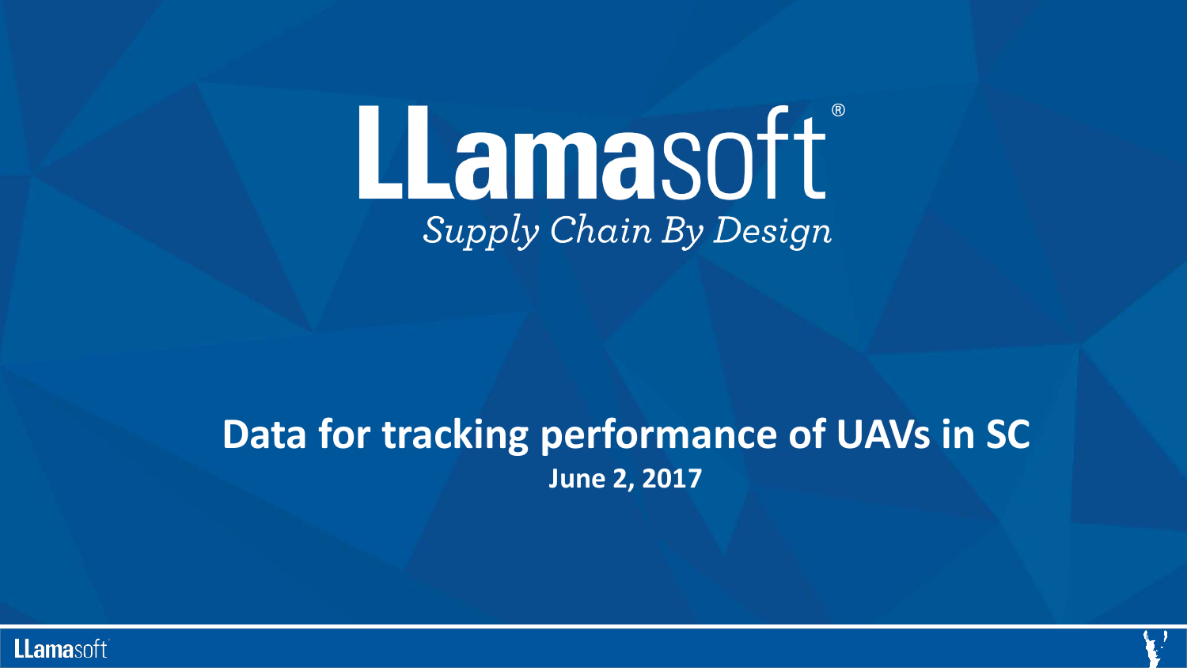# LLamasoft®

*Supply Chain By Design*

## Data for tracking performance of UAVs in SC

**June 2, 2017**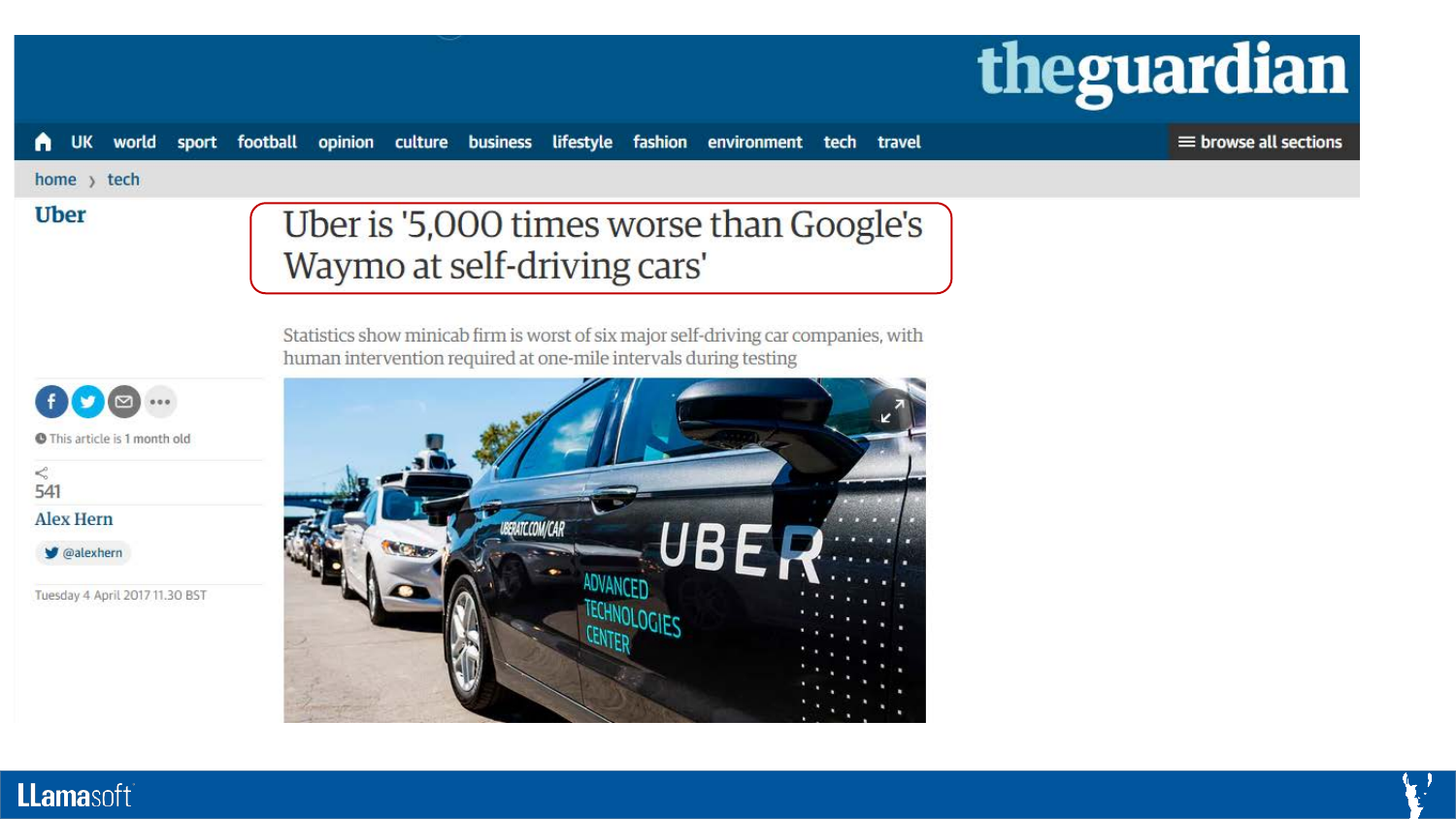theguardian

UK world sport football opinion culture business lifestyle fashion environment tech travel browse all sections

home › tech

Uber

# Uber is '5,000 times worse than Google's Waymo at self-driving cars'

Statistics show minicab firm is worst of six major self-driving car companies, with human intervention required at one-mile intervals during testing

This article is 1 month old

541

Alex Hern

@alexhern

Tuesday 4 April 2017 11.30 BST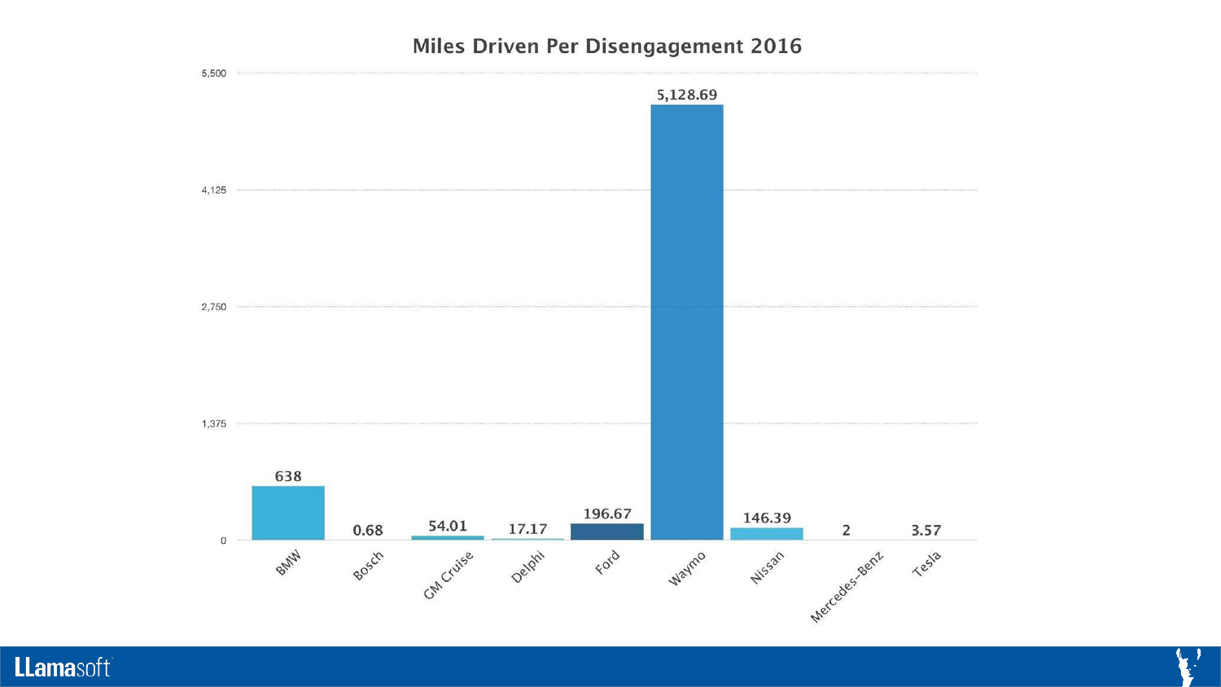## Miles Driven Per Disengagement 2016

| Company | Miles Driven Per Disengagement |
|---|---|
| BMW | 638 |
| Bosch | 0.68 |
| GM Cruise | 54.01 |
| Delphi | 17.17 |
| Ford | 196.67 |
| Waymo | 5,128.69 |
| Nissan | 146.39 |
| Mercedes-Benz | 2 |
| Tesla | 3.57 |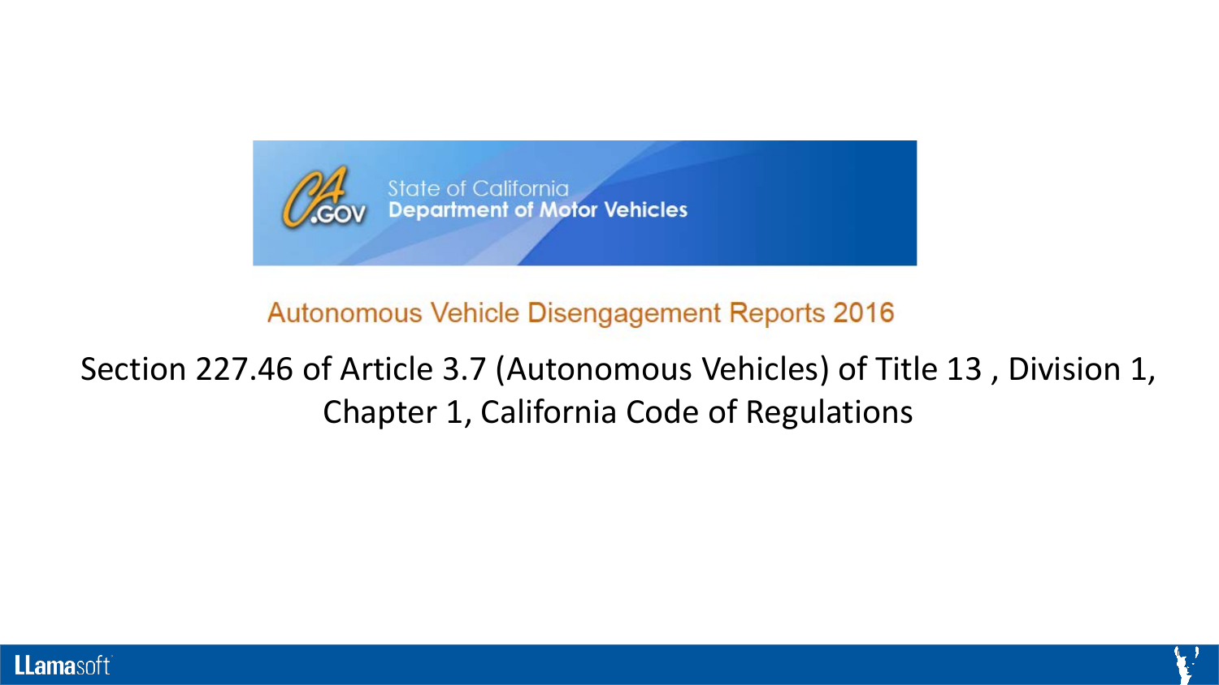State of California
Department of Motor Vehicles

## Autonomous Vehicle Disengagement Reports 2016

Section 227.46 of Article 3.7 (Autonomous Vehicles) of Title 13 , Division 1, Chapter 1, California Code of Regulations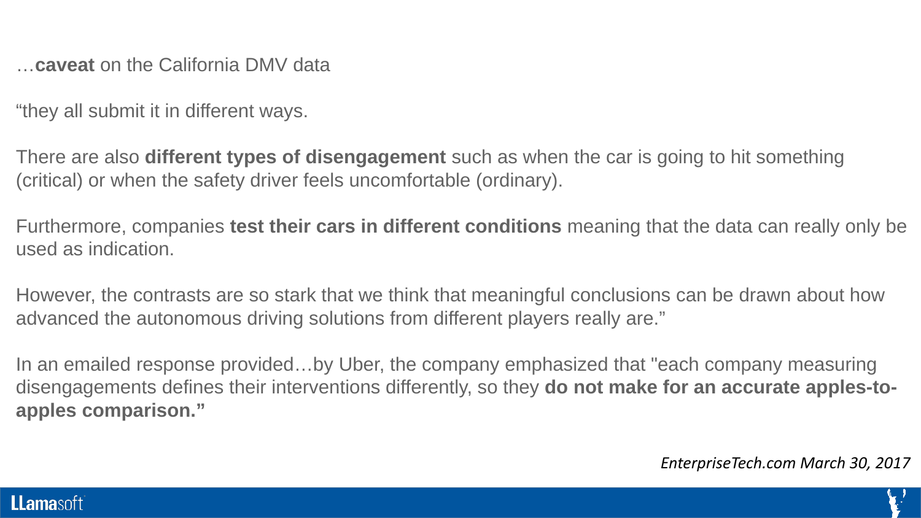…**caveat** on the California DMV data

“they all submit it in different ways.

There are also **different types of disengagement** such as when the car is going to hit something (critical) or when the safety driver feels uncomfortable (ordinary).

Furthermore, companies **test their cars in different conditions** meaning that the data can really only be used as indication.

However, the contrasts are so stark that we think that meaningful conclusions can be drawn about how advanced the autonomous driving solutions from different players really are.”

In an emailed response provided…by Uber, the company emphasized that "each company measuring disengagements defines their interventions differently, so they **do not make for an accurate apples-to-apples comparison.”**

*EnterpriseTech.com March 30, 2017*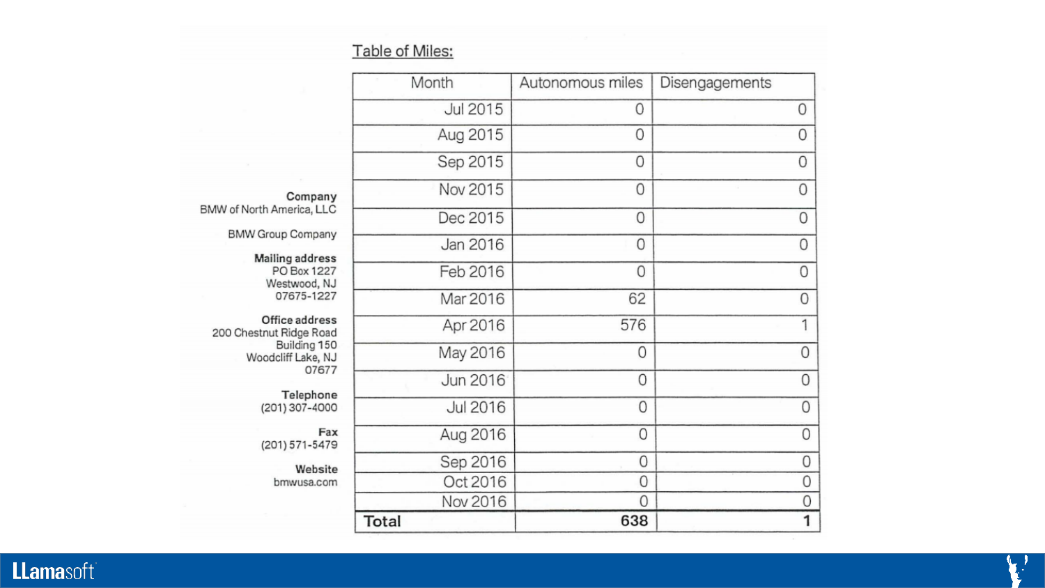**Company**
BMW of North America, LLC

BMW Group Company

**Mailing address**
PO Box 1227
Westwood, NJ
07675-1227

**Office address**
200 Chestnut Ridge Road
Building 150
Woodcliff Lake, NJ
07677

**Telephone**
(201) 307-4000

**Fax**
(201) 571-5479

**Website**
bmwusa.com

Table of Miles:

| Month | Autonomous miles | Disengagements |
|---|---|---|
| Jul 2015 | 0 | 0 |
| Aug 2015 | 0 | 0 |
| Sep 2015 | 0 | 0 |
| Nov 2015 | 0 | 0 |
| Dec 2015 | 0 | 0 |
| Jan 2016 | 0 | 0 |
| Feb 2016 | 0 | 0 |
| Mar 2016 | 62 | 0 |
| Apr 2016 | 576 | 1 |
| May 2016 | 0 | 0 |
| Jun 2016 | 0 | 0 |
| Jul 2016 | 0 | 0 |
| Aug 2016 | 0 | 0 |
| Sep 2016 | 0 | 0 |
| Oct 2016 | 0 | 0 |
| Nov 2016 | 0 | 0 |
| **Total** | **638** | **1** |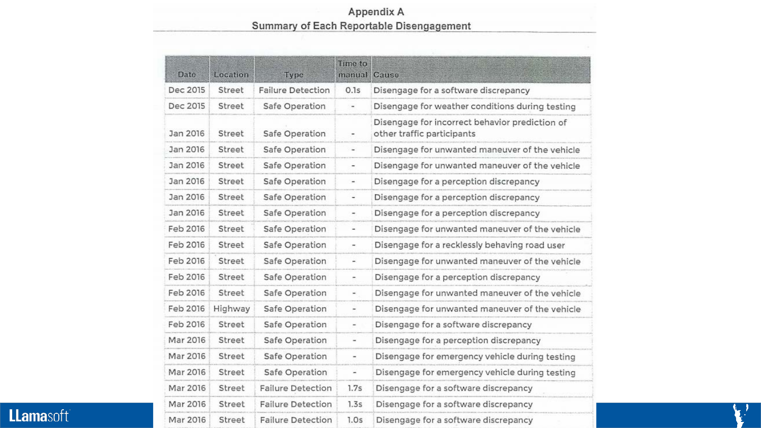# Appendix A

## Summary of Each Reportable Disengagement

| Date | Location | Type | Time to manual | Cause |
|---|---|---|---|---|
| Dec 2015 | Street | Failure Detection | 0.1s | Disengage for a software discrepancy |
| Dec 2015 | Street | Safe Operation | - | Disengage for weather conditions during testing |
| Jan 2016 | Street | Safe Operation | - | Disengage for incorrect behavior prediction of other traffic participants |
| Jan 2016 | Street | Safe Operation | - | Disengage for unwanted maneuver of the vehicle |
| Jan 2016 | Street | Safe Operation | - | Disengage for unwanted maneuver of the vehicle |
| Jan 2016 | Street | Safe Operation | - | Disengage for a perception discrepancy |
| Jan 2016 | Street | Safe Operation | - | Disengage for a perception discrepancy |
| Jan 2016 | Street | Safe Operation | - | Disengage for a perception discrepancy |
| Feb 2016 | Street | Safe Operation | - | Disengage for unwanted maneuver of the vehicle |
| Feb 2016 | Street | Safe Operation | - | Disengage for a recklessly behaving road user |
| Feb 2016 | Street | Safe Operation | - | Disengage for unwanted maneuver of the vehicle |
| Feb 2016 | Street | Safe Operation | - | Disengage for a perception discrepancy |
| Feb 2016 | Street | Safe Operation | - | Disengage for unwanted maneuver of the vehicle |
| Feb 2016 | Highway | Safe Operation | - | Disengage for unwanted maneuver of the vehicle |
| Feb 2016 | Street | Safe Operation | - | Disengage for a software discrepancy |
| Mar 2016 | Street | Safe Operation | - | Disengage for a perception discrepancy |
| Mar 2016 | Street | Safe Operation | - | Disengage for emergency vehicle during testing |
| Mar 2016 | Street | Safe Operation | - | Disengage for emergency vehicle during testing |
| Mar 2016 | Street | Failure Detection | 1.7s | Disengage for a software discrepancy |
| Mar 2016 | Street | Failure Detection | 1.3s | Disengage for a software discrepancy |
| Mar 2016 | Street | Failure Detection | 1.0s | Disengage for a software discrepancy |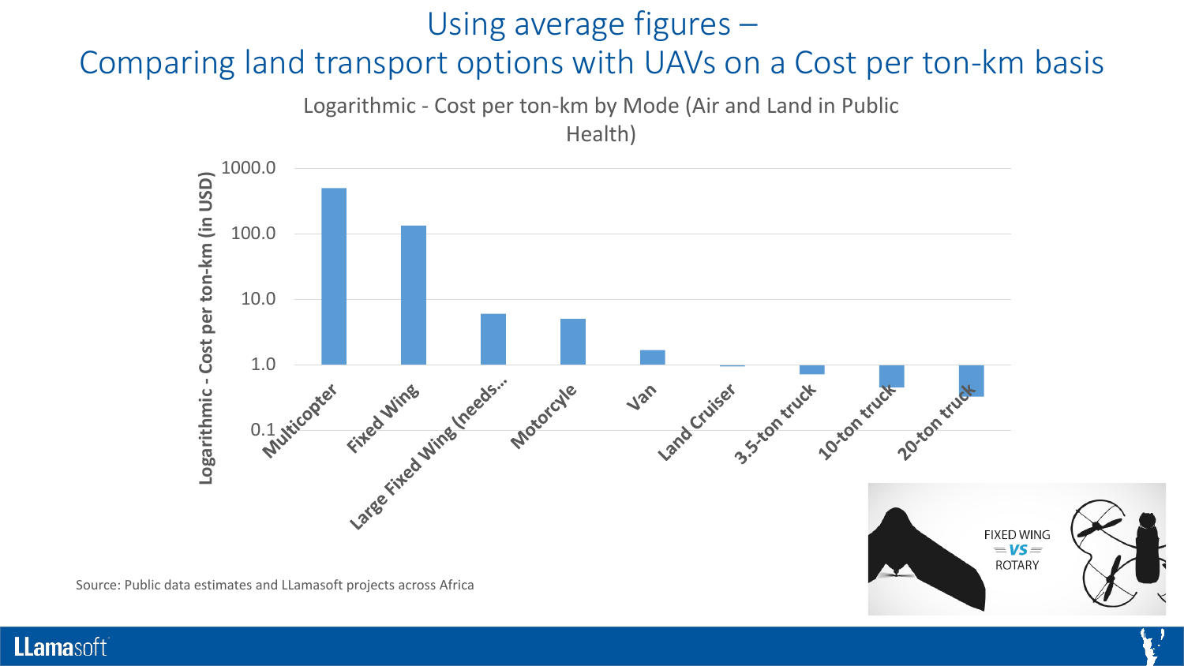# Using average figures – Comparing land transport options with UAVs on a Cost per ton-km basis

Logarithmic - Cost per ton-km by Mode (Air and Land in Public Health)

Logarithmic - Cost per ton-km (in USD)

1000.0
100.0
10.0
1.0
0.1

Multicopter, Fixed Wing, Large Fixed Wing (needs..., Motorcyle, Van, Land Cruiser, 3.5-ton truck, 10-ton truck, 20-ton truck

FIXED WING VS ROTARY

Source: Public data estimates and LLamasoft projects across Africa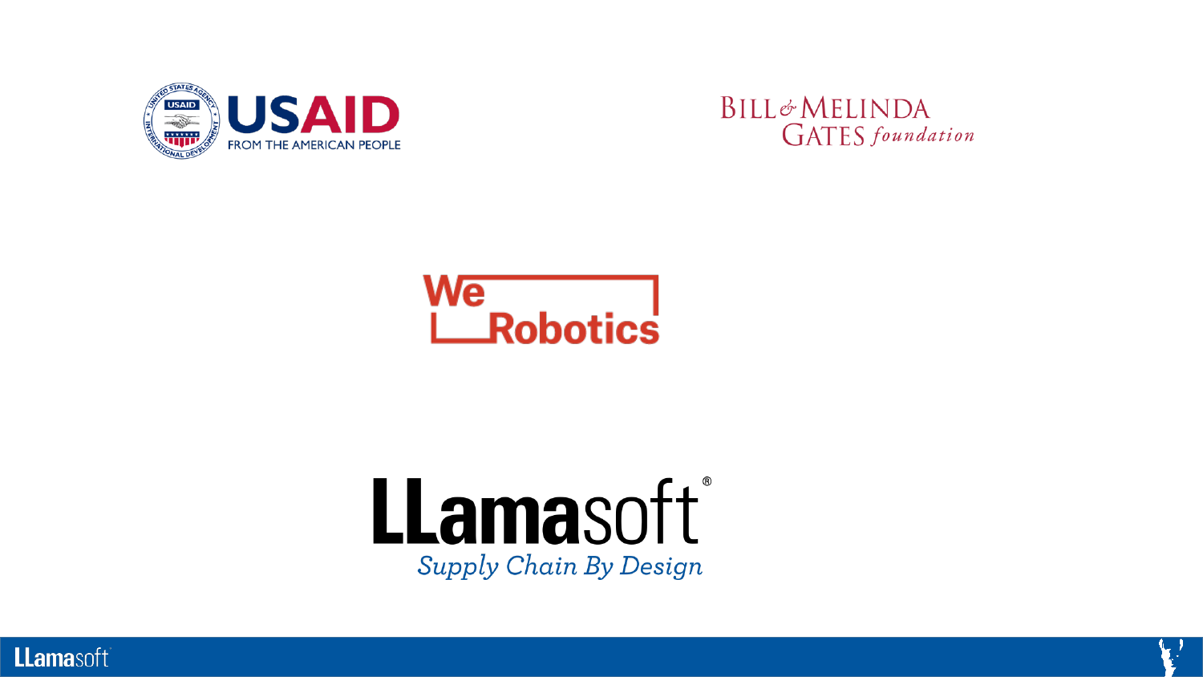USAID
FROM THE AMERICAN PEOPLE

BILL & MELINDA GATES foundation

We Robotics

LLamasoft®
Supply Chain By Design